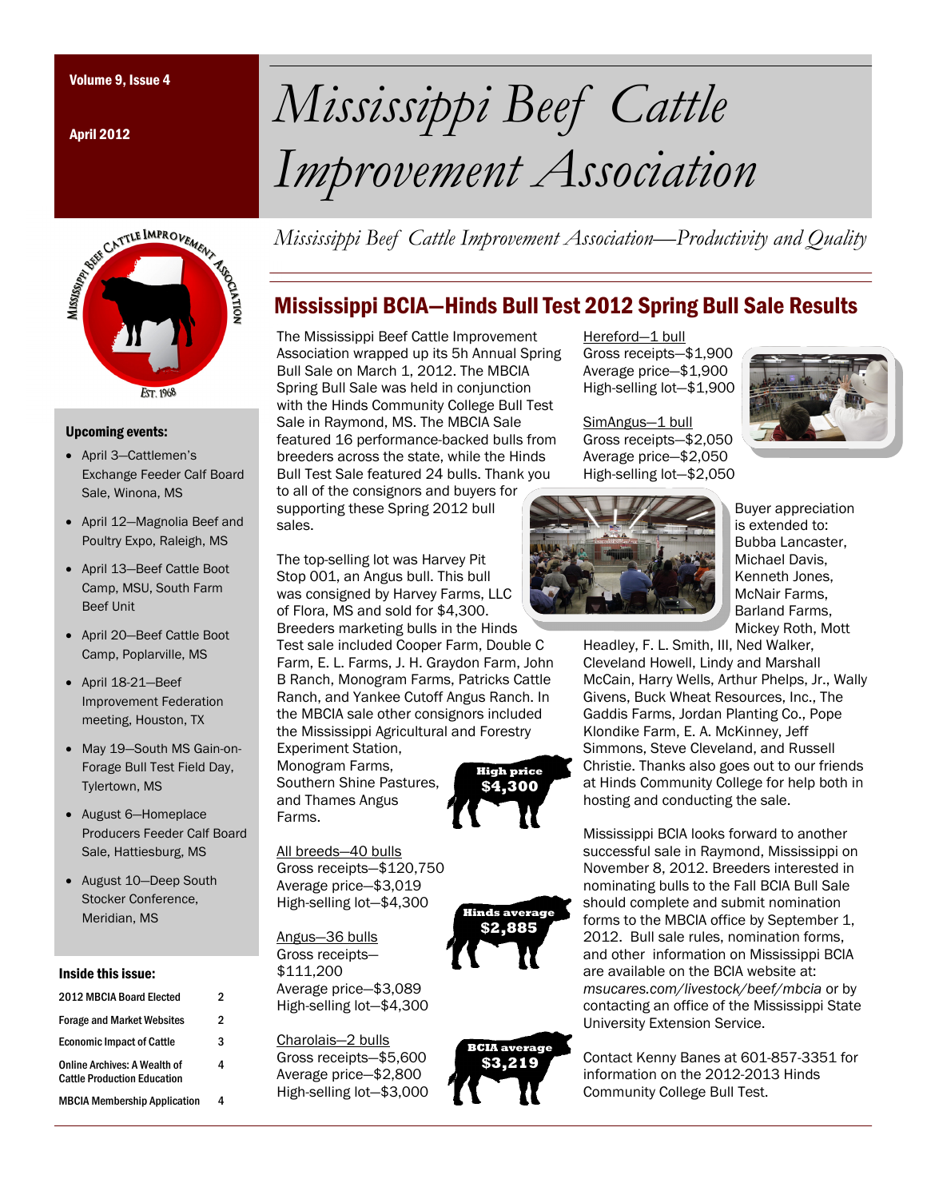Volume 9, Issue 4

April 2012

# Mississippi Beef Cattle Improvement Association

*Mississippi Beef Cattle Improvement Association—Productivity and Quality*

## Mississippi BCIA—Hinds Bull Test 2012 Spring Bull Sale Results

The Mississippi Beef Cattle Improvement Association wrapped up its 5h Annual Spring Bull Sale on March 1, 2012. The MBCIA Spring Bull Sale was held in conjunction with the Hinds Community College Bull Test Sale in Raymond, MS. The MBCIA Sale featured 16 performance-backed bulls from breeders across the state, while the Hinds Bull Test Sale featured 24 bulls. Thank you to all of the consignors and buyers for supporting these Spring 2012 bull sales.

The top-selling lot was Harvey Pit Stop 001, an Angus bull. This bull was consigned by Harvey Farms, LLC of Flora, MS and sold for $4,300. Breeders marketing bulls in the Hinds Test sale included Cooper Farm, Double C Farm, E. L. Farms, J. H. Graydon Farm, John B Ranch, Monogram Farms, Patricks Cattle Ranch, and Yankee Cutoff Angus Ranch. In the MBCIA sale other consignors included the Mississippi Agricultural and Forestry Experiment Station, Monogram Farms, Southern Shine Pastures, and Thames Angus Farms.

**High price $4,300**

**Hinds average $2,885**

**BCIA average $3,219**

All breeds—40 bulls
Gross receipts—$120,750
Average price—$3,019
High-selling lot—$4,300

Angus—36 bulls
Gross receipts—$111,200
Average price—$3,089
High-selling lot—$4,300

Charolais—2 bulls
Gross receipts—$5,600
Average price—$2,800
High-selling lot—$3,000

Hereford—1 bull
Gross receipts—$1,900
Average price—$1,900
High-selling lot—$1,900

SimAngus—1 bull
Gross receipts—$2,050
Average price—$2,050
High-selling lot—$2,050

Buyer appreciation is extended to: Bubba Lancaster, Michael Davis, Kenneth Jones, McNair Farms, Barland Farms, Mickey Roth, Mott Headley, F. L. Smith, III, Ned Walker, Cleveland Howell, Lindy and Marshall McCain, Harry Wells, Arthur Phelps, Jr., Wally Givens, Buck Wheat Resources, Inc., The Gaddis Farms, Jordan Planting Co., Pope Klondike Farm, E. A. McKinney, Jeff Simmons, Steve Cleveland, and Russell Christie. Thanks also goes out to our friends at Hinds Community College for help both in hosting and conducting the sale.

Mississippi BCIA looks forward to another successful sale in Raymond, Mississippi on November 8, 2012. Breeders interested in nominating bulls to the Fall BCIA Bull Sale should complete and submit nomination forms to the MBCIA office by September 1, 2012. Bull sale rules, nomination forms, and other information on Mississippi BCIA are available on the BCIA website at: *msucares.com/livestock/beef/mbcia* or by contacting an office of the Mississippi State University Extension Service.

Contact Kenny Banes at 601-857-3351 for information on the 2012-2013 Hinds Community College Bull Test.

### Upcoming events:

- April 3—Cattlemen's Exchange Feeder Calf Board Sale, Winona, MS
- April 12—Magnolia Beef and Poultry Expo, Raleigh, MS
- April 13—Beef Cattle Boot Camp, MSU, South Farm Beef Unit
- April 20—Beef Cattle Boot Camp, Poplarville, MS
- April 18-21—Beef Improvement Federation meeting, Houston, TX
- May 19—South MS Gain-on-Forage Bull Test Field Day, Tylertown, MS
- August 6—Homeplace Producers Feeder Calf Board Sale, Hattiesburg, MS
- August 10—Deep South Stocker Conference, Meridian, MS

### Inside this issue:

| | |
|---|---|
| 2012 MBCIA Board Elected | 2 |
| Forage and Market Websites | 2 |
| Economic Impact of Cattle | 3 |
| Online Archives: A Wealth of Cattle Production Education | 4 |
| MBCIA Membership Application | 4 |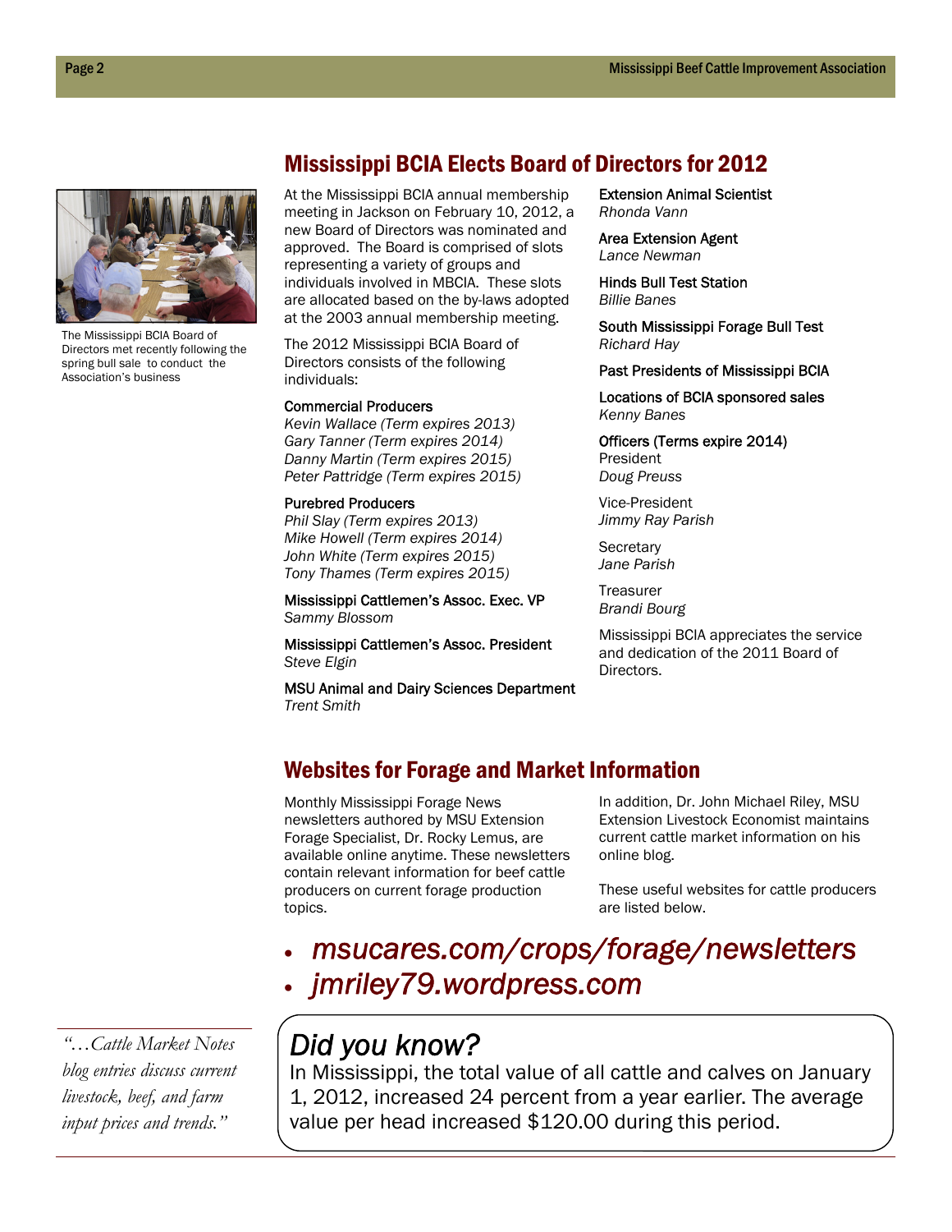## Mississippi BCIA Elects Board of Directors for 2012

The Mississippi BCIA Board of Directors met recently following the spring bull sale to conduct the Association's business

At the Mississippi BCIA annual membership meeting in Jackson on February 10, 2012, a new Board of Directors was nominated and approved. The Board is comprised of slots representing a variety of groups and individuals involved in MBCIA. These slots are allocated based on the by-laws adopted at the 2003 annual membership meeting.

The 2012 Mississippi BCIA Board of Directors consists of the following individuals:

Commercial Producers
*Kevin Wallace (Term expires 2013)*
*Gary Tanner (Term expires 2014)*
*Danny Martin (Term expires 2015)*
*Peter Pattridge (Term expires 2015)*

Purebred Producers
*Phil Slay (Term expires 2013)*
*Mike Howell (Term expires 2014)*
*John White (Term expires 2015)*
*Tony Thames (Term expires 2015)*

Mississippi Cattlemen's Assoc. Exec. VP
*Sammy Blossom*

Mississippi Cattlemen's Assoc. President
*Steve Elgin*

MSU Animal and Dairy Sciences Department
*Trent Smith*

Extension Animal Scientist
*Rhonda Vann*

Area Extension Agent
*Lance Newman*

Hinds Bull Test Station
*Billie Banes*

South Mississippi Forage Bull Test
*Richard Hay*

Past Presidents of Mississippi BCIA

Locations of BCIA sponsored sales
*Kenny Banes*

Officers (Terms expire 2014)
President
*Doug Preuss*

Vice-President
*Jimmy Ray Parish*

Secretary
*Jane Parish*

Treasurer
*Brandi Bourg*

Mississippi BCIA appreciates the service and dedication of the 2011 Board of Directors.

## Websites for Forage and Market Information

Monthly Mississippi Forage News newsletters authored by MSU Extension Forage Specialist, Dr. Rocky Lemus, are available online anytime. These newsletters contain relevant information for beef cattle producers on current forage production topics.

In addition, Dr. John Michael Riley, MSU Extension Livestock Economist maintains current cattle market information on his online blog.

These useful websites for cattle producers are listed below.

- *msucares.com/crops/forage/newsletters*
- *jmriley79.wordpress.com*

*"…Cattle Market Notes blog entries discuss current livestock, beef, and farm input prices and trends."*

### *Did you know?*

In Mississippi, the total value of all cattle and calves on January 1, 2012, increased 24 percent from a year earlier. The average value per head increased $120.00 during this period.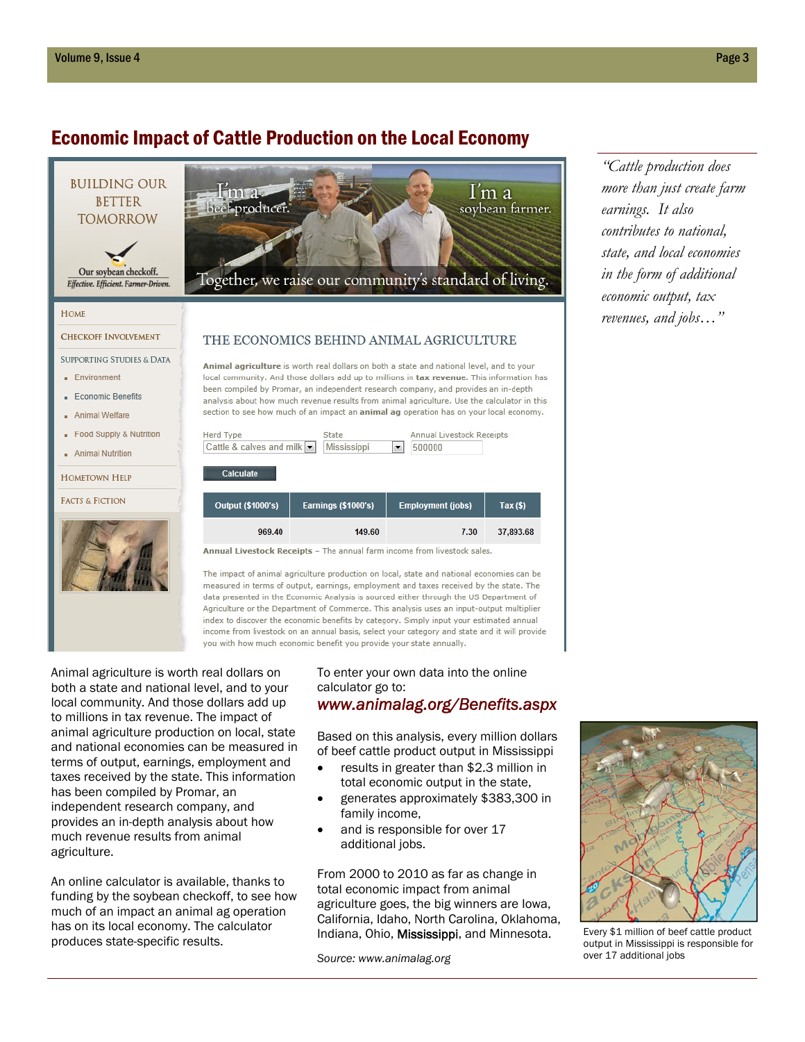## Economic Impact of Cattle Production on the Local Economy

> *"Cattle production does more than just create farm earnings. It also contributes to national, state, and local economies in the form of additional economic output, tax revenues, and jobs…"*

BUILDING OUR BETTER TOMORROW

Our soybean checkoff. *Effective. Efficient. Farmer-Driven.*

I'm a beef producer. I'm a soybean farmer.

Together, we raise our community's standard of living.

- HOME
- CHECKOFF INVOLVEMENT
- SUPPORTING STUDIES & DATA
  - Environment
  - Economic Benefits
  - Animal Welfare
  - Food Supply & Nutrition
  - Animal Nutrition
- HOMETOWN HELP
- FACTS & FICTION

### THE ECONOMICS BEHIND ANIMAL AGRICULTURE

**Animal agriculture** is worth real dollars on both a state and national level, and to your local community. And those dollars add up to millions in **tax revenue**. This information has been compiled by Promar, an independent research company, and provides an in-depth analysis about how much revenue results from animal agriculture. Use the calculator in this section to see how much of an impact an **animal ag** operation has on your local economy.

Herd Type: Cattle & calves and milk | State: Mississippi | Annual Livestock Receipts: 500000

Calculate

| Output ($1000's) | Earnings ($1000's) | Employment (jobs) | Tax ($) |
|---|---|---|---|
| 969.40 | 149.60 | 7.30 | 37,893.68 |

**Annual Livestock Receipts** – The annual farm income from livestock sales.

The impact of animal agriculture production on local, state and national economies can be measured in terms of output, earnings, employment and taxes received by the state. The data presented in the Economic Analysis is sourced either through the US Department of Agriculture or the Department of Commerce. This analysis uses an input-output multiplier index to discover the economic benefits by category. Simply input your estimated annual income from livestock on an annual basis, select your category and state and it will provide you with how much economic benefit you provide your state annually.

Animal agriculture is worth real dollars on both a state and national level, and to your local community. And those dollars add up to millions in tax revenue. The impact of animal agriculture production on local, state and national economies can be measured in terms of output, earnings, employment and taxes received by the state. This information has been compiled by Promar, an independent research company, and provides an in-depth analysis about how much revenue results from animal agriculture.

An online calculator is available, thanks to funding by the soybean checkoff, to see how much of an impact an animal ag operation has on its local economy. The calculator produces state-specific results.

To enter your own data into the online calculator go to:

***www.animalag.org/Benefits.aspx***

Based on this analysis, every million dollars of beef cattle product output in Mississippi

- results in greater than $2.3 million in total economic output in the state,
- generates approximately $383,300 in family income,
- and is responsible for over 17 additional jobs.

From 2000 to 2010 as far as change in total economic impact from animal agriculture goes, the big winners are Iowa, California, Idaho, North Carolina, Oklahoma, Indiana, Ohio, Mississippi, and Minnesota.

*Source: www.animalag.org*

Every $1 million of beef cattle product output in Mississippi is responsible for over 17 additional jobs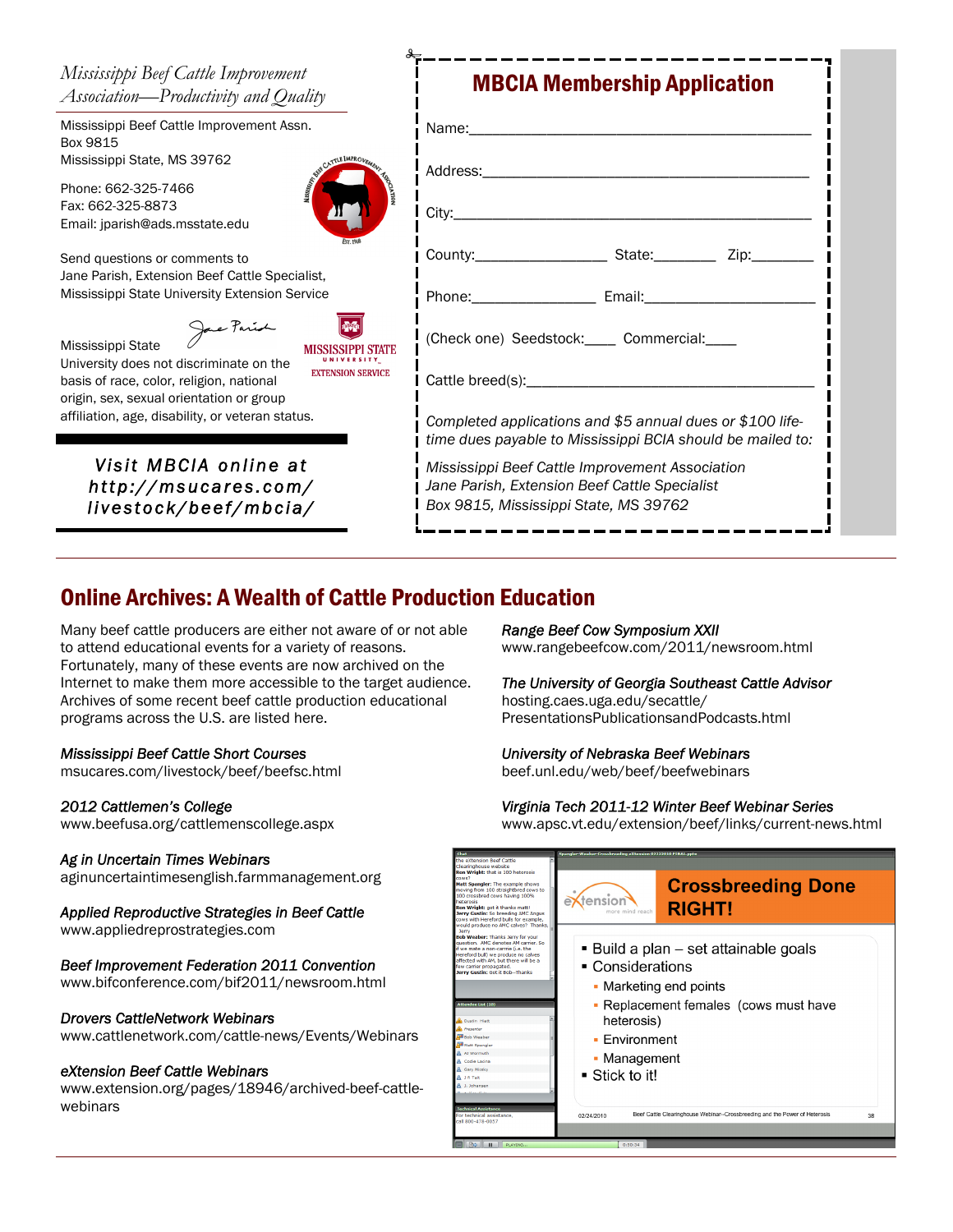*Mississippi Beef Cattle Improvement Association—Productivity and Quality*

Mississippi Beef Cattle Improvement Assn.
Box 9815
Mississippi State, MS 39762

Phone: 662-325-7466
Fax: 662-325-8873
Email: jparish@ads.msstate.edu

Send questions or comments to
Jane Parish, Extension Beef Cattle Specialist,
Mississippi State University Extension Service

Mississippi State University does not discriminate on the basis of race, color, religion, national origin, sex, sexual orientation or group affiliation, age, disability, or veteran status.

**Visit MBCIA online at http://msucares.com/livestock/beef/mbcia/**

## MBCIA Membership Application

Name:\_\_\_\_\_\_\_\_\_\_\_\_\_\_\_\_\_\_\_\_\_\_\_\_\_\_\_\_\_\_\_\_\_\_\_\_\_\_\_\_

Address:\_\_\_\_\_\_\_\_\_\_\_\_\_\_\_\_\_\_\_\_\_\_\_\_\_\_\_\_\_\_\_\_\_\_\_\_\_\_

City:\_\_\_\_\_\_\_\_\_\_\_\_\_\_\_\_\_\_\_\_\_\_\_\_\_\_\_\_\_\_\_\_\_\_\_\_\_\_\_\_\_\_

County:\_\_\_\_\_\_\_\_\_\_\_\_\_\_\_ State:\_\_\_\_\_\_\_ Zip:\_\_\_\_\_\_\_

Phone:\_\_\_\_\_\_\_\_\_\_\_\_\_\_\_ Email:\_\_\_\_\_\_\_\_\_\_\_\_\_\_\_\_\_\_\_

(Check one) Seedstock:\_\_\_\_ Commercial:\_\_\_\_

Cattle breed(s):\_\_\_\_\_\_\_\_\_\_\_\_\_\_\_\_\_\_\_\_\_\_\_\_\_\_\_\_\_\_\_\_\_\_

*Completed applications and $5 annual dues or $100 life-time dues payable to Mississippi BCIA should be mailed to:*

*Mississippi Beef Cattle Improvement Association*
*Jane Parish, Extension Beef Cattle Specialist*
*Box 9815, Mississippi State, MS 39762*

## Online Archives: A Wealth of Cattle Production Education

Many beef cattle producers are either not aware of or not able to attend educational events for a variety of reasons. Fortunately, many of these events are now archived on the Internet to make them more accessible to the target audience. Archives of some recent beef cattle production educational programs across the U.S. are listed here.

*Mississippi Beef Cattle Short Courses*
msucares.com/livestock/beef/beefsc.html

*2012 Cattlemen's College*
www.beefusa.org/cattlemenscollege.aspx

*Ag in Uncertain Times Webinars*
aginuncertaintimesenglish.farmmanagement.org

*Applied Reproductive Strategies in Beef Cattle*
www.appliedreprostrategies.com

*Beef Improvement Federation 2011 Convention*
www.bifconference.com/bif2011/newsroom.html

*Drovers CattleNetwork Webinars*
www.cattlenetwork.com/cattle-news/Events/Webinars

*eXtension Beef Cattle Webinars*
www.extension.org/pages/18946/archived-beef-cattle-webinars

*Range Beef Cow Symposium XXII*
www.rangebeefcow.com/2011/newsroom.html

*The University of Georgia Southeast Cattle Advisor*
hosting.caes.uga.edu/secattle/PresentationsPublicationsandPodcasts.html

*University of Nebraska Beef Webinars*
beef.unl.edu/web/beef/beefwebinars

*Virginia Tech 2011-12 Winter Beef Webinar Series*
www.apsc.vt.edu/extension/beef/links/current-news.html